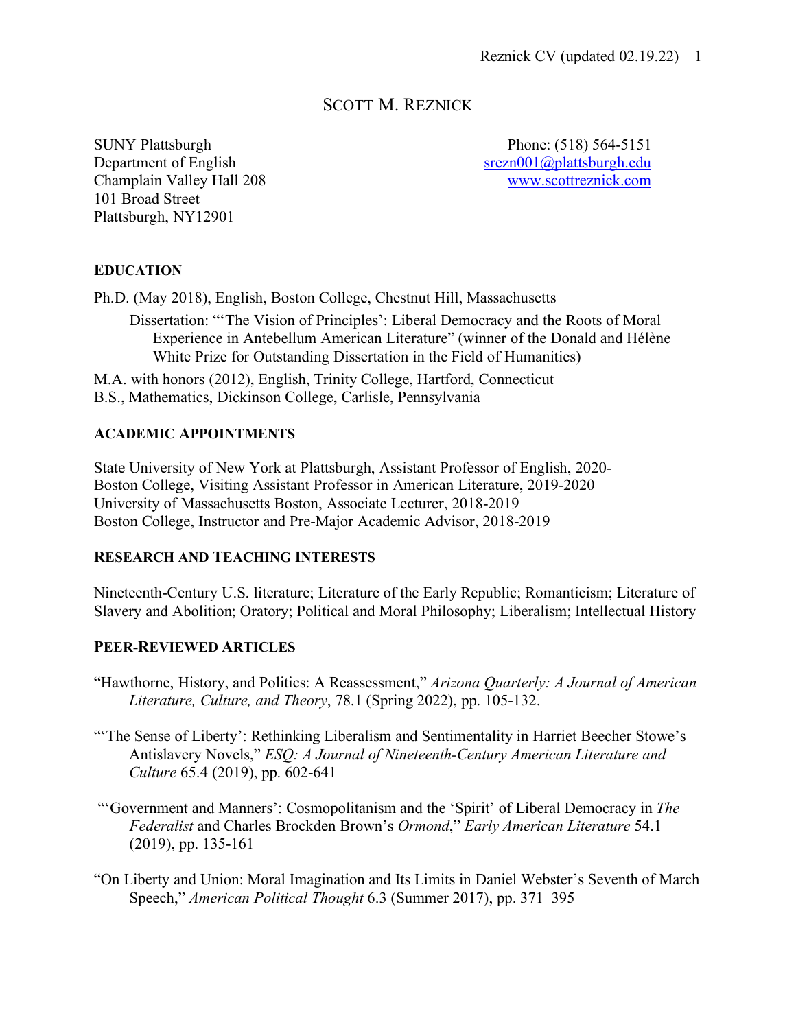# Scott M. Reznick

SUNY Plattsburgh
Department of English
Champlain Valley Hall 208
101 Broad Street
Plattsburgh, NY12901

Phone: (518) 564-5151
srezn001@plattsburgh.edu
www.scottreznick.com

## EDUCATION

Ph.D. (May 2018), English, Boston College, Chestnut Hill, Massachusetts

Dissertation: "'The Vision of Principles': Liberal Democracy and the Roots of Moral Experience in Antebellum American Literature" (winner of the Donald and Hélène White Prize for Outstanding Dissertation in the Field of Humanities)

M.A. with honors (2012), English, Trinity College, Hartford, Connecticut
B.S., Mathematics, Dickinson College, Carlisle, Pennsylvania

## ACADEMIC APPOINTMENTS

State University of New York at Plattsburgh, Assistant Professor of English, 2020-
Boston College, Visiting Assistant Professor in American Literature, 2019-2020
University of Massachusetts Boston, Associate Lecturer, 2018-2019
Boston College, Instructor and Pre-Major Academic Advisor, 2018-2019

## RESEARCH AND TEACHING INTERESTS

Nineteenth-Century U.S. literature; Literature of the Early Republic; Romanticism; Literature of Slavery and Abolition; Oratory; Political and Moral Philosophy; Liberalism; Intellectual History

## PEER-REVIEWED ARTICLES

"Hawthorne, History, and Politics: A Reassessment," *Arizona Quarterly: A Journal of American Literature, Culture, and Theory*, 78.1 (Spring 2022), pp. 105-132.

"'The Sense of Liberty': Rethinking Liberalism and Sentimentality in Harriet Beecher Stowe's Antislavery Novels," *ESQ: A Journal of Nineteenth-Century American Literature and Culture* 65.4 (2019), pp. 602-641

"'Government and Manners': Cosmopolitanism and the 'Spirit' of Liberal Democracy in *The Federalist* and Charles Brockden Brown's *Ormond*," *Early American Literature* 54.1 (2019), pp. 135-161

"On Liberty and Union: Moral Imagination and Its Limits in Daniel Webster's Seventh of March Speech," *American Political Thought* 6.3 (Summer 2017), pp. 371–395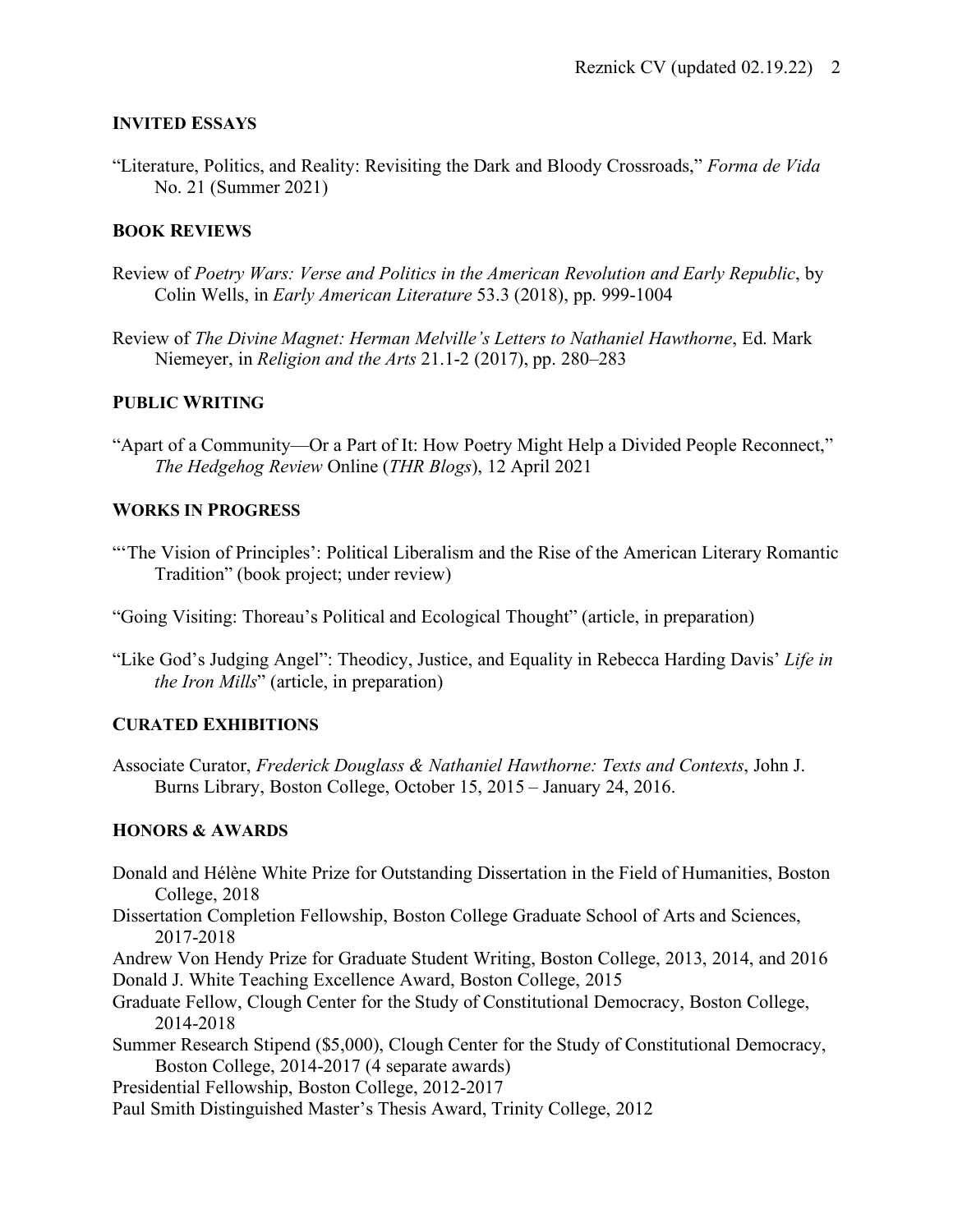## INVITED ESSAYS

"Literature, Politics, and Reality: Revisiting the Dark and Bloody Crossroads," *Forma de Vida* No. 21 (Summer 2021)

## BOOK REVIEWS

Review of *Poetry Wars: Verse and Politics in the American Revolution and Early Republic*, by Colin Wells, in *Early American Literature* 53.3 (2018), pp. 999-1004

Review of *The Divine Magnet: Herman Melville's Letters to Nathaniel Hawthorne*, Ed. Mark Niemeyer, in *Religion and the Arts* 21.1-2 (2017), pp. 280–283

## PUBLIC WRITING

"Apart of a Community—Or a Part of It: How Poetry Might Help a Divided People Reconnect," *The Hedgehog Review* Online (*THR Blogs*), 12 April 2021

## WORKS IN PROGRESS

"'The Vision of Principles': Political Liberalism and the Rise of the American Literary Romantic Tradition" (book project; under review)

"Going Visiting: Thoreau's Political and Ecological Thought" (article, in preparation)

"Like God's Judging Angel": Theodicy, Justice, and Equality in Rebecca Harding Davis' *Life in the Iron Mills*" (article, in preparation)

## CURATED EXHIBITIONS

Associate Curator, *Frederick Douglass & Nathaniel Hawthorne: Texts and Contexts*, John J. Burns Library, Boston College, October 15, 2015 – January 24, 2016.

## HONORS & AWARDS

Donald and Hélène White Prize for Outstanding Dissertation in the Field of Humanities, Boston College, 2018
Dissertation Completion Fellowship, Boston College Graduate School of Arts and Sciences, 2017-2018
Andrew Von Hendy Prize for Graduate Student Writing, Boston College, 2013, 2014, and 2016
Donald J. White Teaching Excellence Award, Boston College, 2015
Graduate Fellow, Clough Center for the Study of Constitutional Democracy, Boston College, 2014-2018
Summer Research Stipend ($5,000), Clough Center for the Study of Constitutional Democracy, Boston College, 2014-2017 (4 separate awards)
Presidential Fellowship, Boston College, 2012-2017
Paul Smith Distinguished Master's Thesis Award, Trinity College, 2012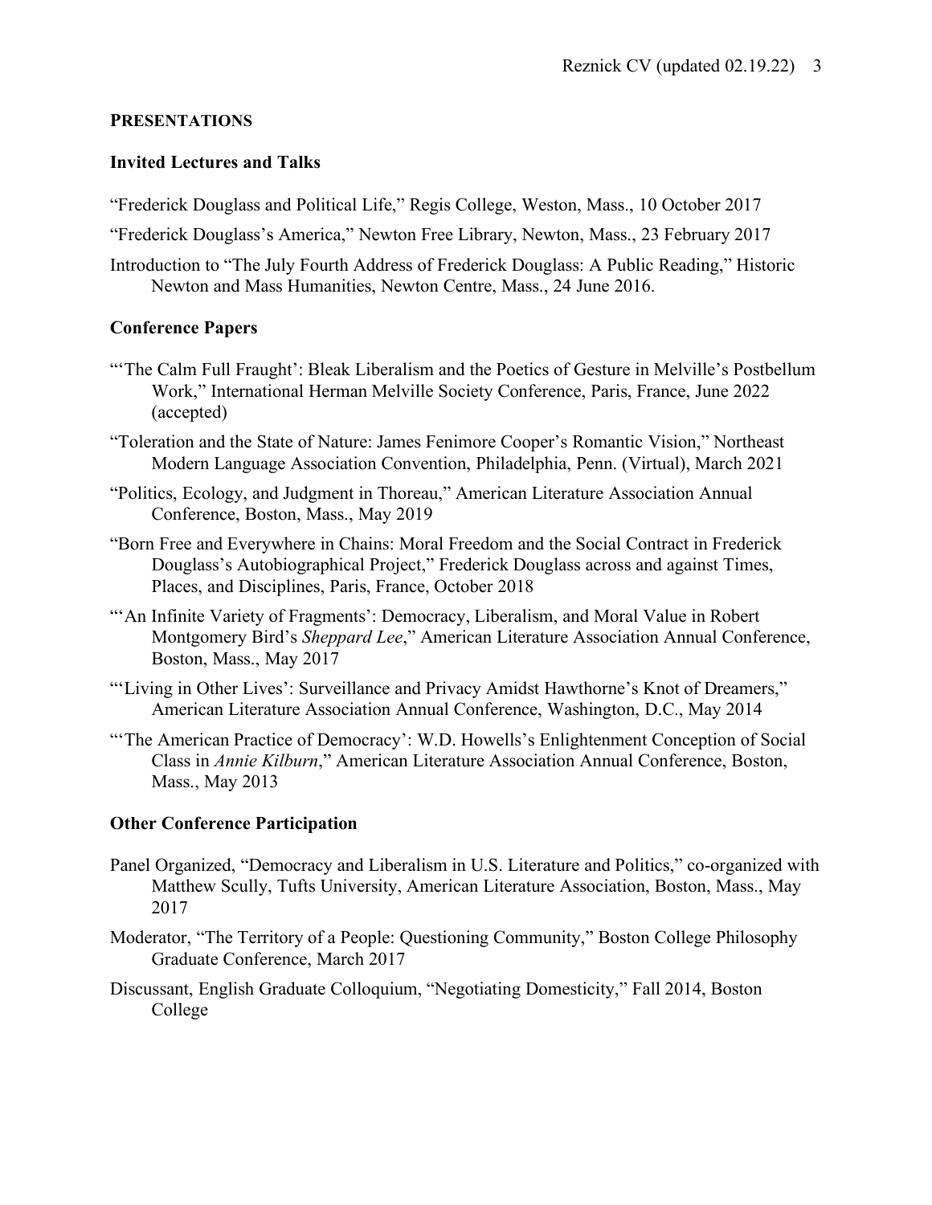## PRESENTATIONS

### Invited Lectures and Talks

"Frederick Douglass and Political Life," Regis College, Weston, Mass., 10 October 2017

"Frederick Douglass's America," Newton Free Library, Newton, Mass., 23 February 2017

Introduction to "The July Fourth Address of Frederick Douglass: A Public Reading," Historic Newton and Mass Humanities, Newton Centre, Mass., 24 June 2016.

### Conference Papers

"'The Calm Full Fraught': Bleak Liberalism and the Poetics of Gesture in Melville's Postbellum Work," International Herman Melville Society Conference, Paris, France, June 2022 (accepted)

"Toleration and the State of Nature: James Fenimore Cooper's Romantic Vision," Northeast Modern Language Association Convention, Philadelphia, Penn. (Virtual), March 2021

"Politics, Ecology, and Judgment in Thoreau," American Literature Association Annual Conference, Boston, Mass., May 2019

"Born Free and Everywhere in Chains: Moral Freedom and the Social Contract in Frederick Douglass's Autobiographical Project," Frederick Douglass across and against Times, Places, and Disciplines, Paris, France, October 2018

"'An Infinite Variety of Fragments': Democracy, Liberalism, and Moral Value in Robert Montgomery Bird's *Sheppard Lee*," American Literature Association Annual Conference, Boston, Mass., May 2017

"'Living in Other Lives': Surveillance and Privacy Amidst Hawthorne's Knot of Dreamers," American Literature Association Annual Conference, Washington, D.C., May 2014

"'The American Practice of Democracy': W.D. Howells's Enlightenment Conception of Social Class in *Annie Kilburn*," American Literature Association Annual Conference, Boston, Mass., May 2013

### Other Conference Participation

Panel Organized, "Democracy and Liberalism in U.S. Literature and Politics," co-organized with Matthew Scully, Tufts University, American Literature Association, Boston, Mass., May 2017

Moderator, "The Territory of a People: Questioning Community," Boston College Philosophy Graduate Conference, March 2017

Discussant, English Graduate Colloquium, "Negotiating Domesticity," Fall 2014, Boston College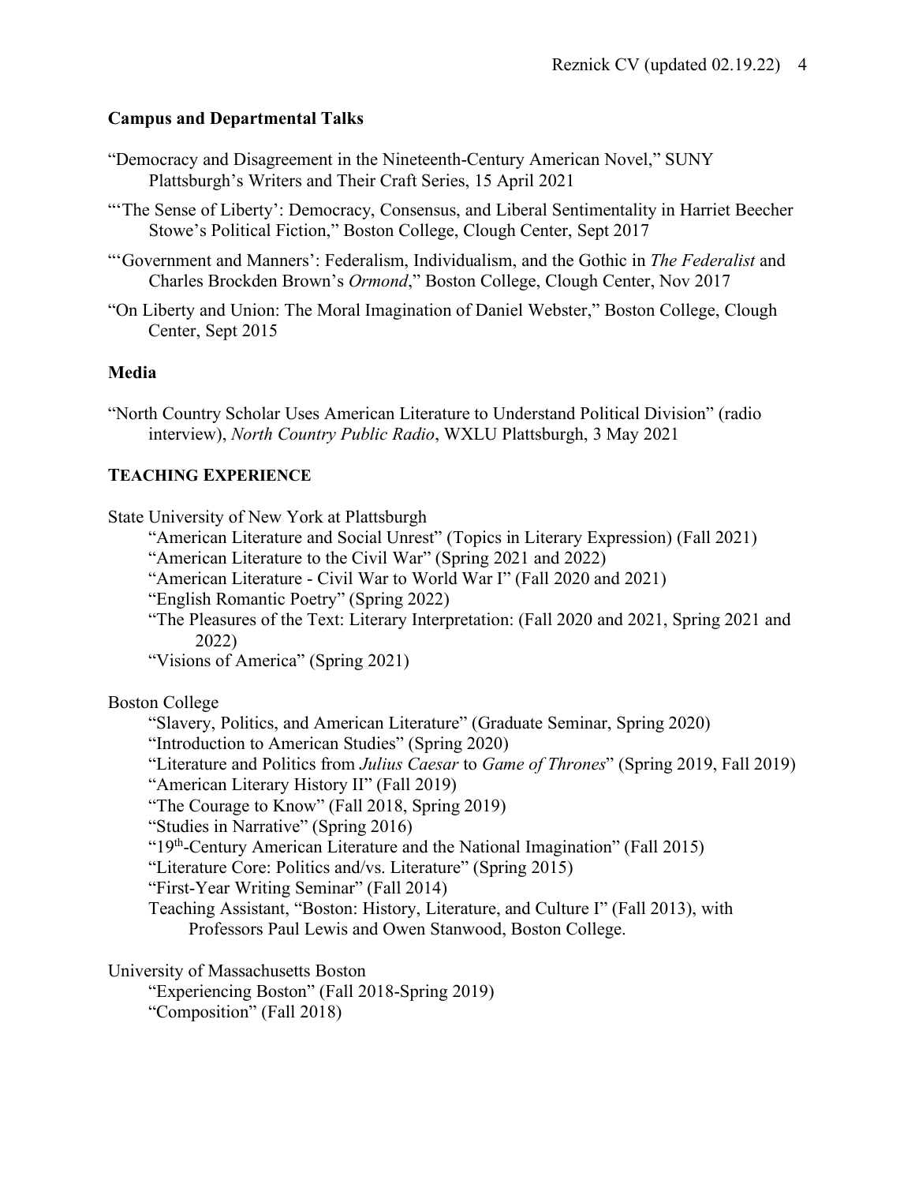### Campus and Departmental Talks

"Democracy and Disagreement in the Nineteenth-Century American Novel," SUNY Plattsburgh's Writers and Their Craft Series, 15 April 2021

"'The Sense of Liberty': Democracy, Consensus, and Liberal Sentimentality in Harriet Beecher Stowe's Political Fiction," Boston College, Clough Center, Sept 2017

"'Government and Manners': Federalism, Individualism, and the Gothic in *The Federalist* and Charles Brockden Brown's *Ormond*," Boston College, Clough Center, Nov 2017

"On Liberty and Union: The Moral Imagination of Daniel Webster," Boston College, Clough Center, Sept 2015

### Media

"North Country Scholar Uses American Literature to Understand Political Division" (radio interview), *North Country Public Radio*, WXLU Plattsburgh, 3 May 2021

## TEACHING EXPERIENCE

State University of New York at Plattsburgh

- "American Literature and Social Unrest" (Topics in Literary Expression) (Fall 2021)
- "American Literature to the Civil War" (Spring 2021 and 2022)
- "American Literature - Civil War to World War I" (Fall 2020 and 2021)
- "English Romantic Poetry" (Spring 2022)
- "The Pleasures of the Text: Literary Interpretation: (Fall 2020 and 2021, Spring 2021 and 2022)
- "Visions of America" (Spring 2021)

Boston College

- "Slavery, Politics, and American Literature" (Graduate Seminar, Spring 2020)
- "Introduction to American Studies" (Spring 2020)
- "Literature and Politics from *Julius Caesar* to *Game of Thrones*" (Spring 2019, Fall 2019)
- "American Literary History II" (Fall 2019)
- "The Courage to Know" (Fall 2018, Spring 2019)
- "Studies in Narrative" (Spring 2016)
- "19th-Century American Literature and the National Imagination" (Fall 2015)
- "Literature Core: Politics and/vs. Literature" (Spring 2015)
- "First-Year Writing Seminar" (Fall 2014)
- Teaching Assistant, "Boston: History, Literature, and Culture I" (Fall 2013), with Professors Paul Lewis and Owen Stanwood, Boston College.

University of Massachusetts Boston

- "Experiencing Boston" (Fall 2018-Spring 2019)
- "Composition" (Fall 2018)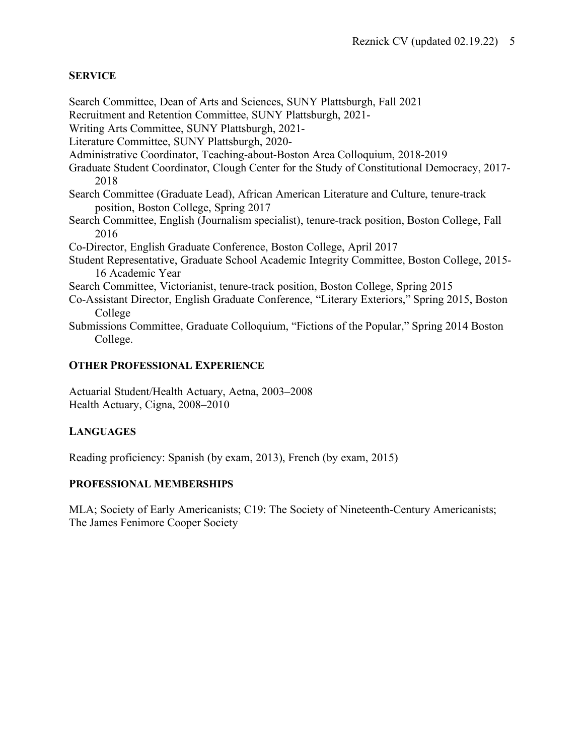## SERVICE

Search Committee, Dean of Arts and Sciences, SUNY Plattsburgh, Fall 2021
Recruitment and Retention Committee, SUNY Plattsburgh, 2021-
Writing Arts Committee, SUNY Plattsburgh, 2021-
Literature Committee, SUNY Plattsburgh, 2020-
Administrative Coordinator, Teaching-about-Boston Area Colloquium, 2018-2019
Graduate Student Coordinator, Clough Center for the Study of Constitutional Democracy, 2017-2018
Search Committee (Graduate Lead), African American Literature and Culture, tenure-track position, Boston College, Spring 2017
Search Committee, English (Journalism specialist), tenure-track position, Boston College, Fall 2016
Co-Director, English Graduate Conference, Boston College, April 2017
Student Representative, Graduate School Academic Integrity Committee, Boston College, 2015-16 Academic Year
Search Committee, Victorianist, tenure-track position, Boston College, Spring 2015
Co-Assistant Director, English Graduate Conference, "Literary Exteriors," Spring 2015, Boston College
Submissions Committee, Graduate Colloquium, "Fictions of the Popular," Spring 2014 Boston College.

## OTHER PROFESSIONAL EXPERIENCE

Actuarial Student/Health Actuary, Aetna, 2003–2008
Health Actuary, Cigna, 2008–2010

## LANGUAGES

Reading proficiency: Spanish (by exam, 2013), French (by exam, 2015)

## PROFESSIONAL MEMBERSHIPS

MLA; Society of Early Americanists; C19: The Society of Nineteenth-Century Americanists; The James Fenimore Cooper Society